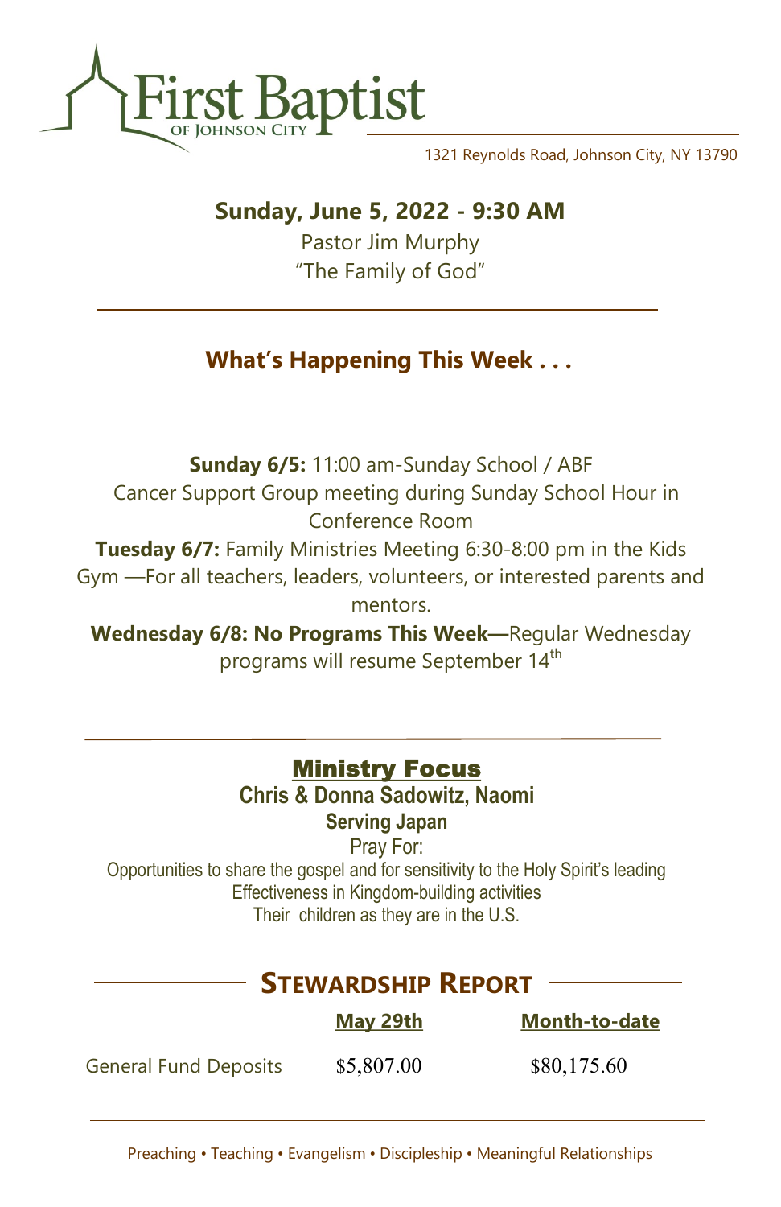# First Baptist

OF JOHNSON CITY

1321 Reynolds Road, Johnson City, NY 13790

**Sunday, June 5, 2022 - 9:30 AM**

Pastor Jim Murphy

"The Family of God"

---

## What's Happening This Week . . .

**Sunday 6/5:** 11:00 am-Sunday School / ABF

Cancer Support Group meeting during Sunday School Hour in Conference Room

**Tuesday 6/7:** Family Ministries Meeting 6:30-8:00 pm in the Kids Gym —For all teachers, leaders, volunteers, or interested parents and mentors.

**Wednesday 6/8: No Programs This Week—**Regular Wednesday programs will resume September 14th

---

## Ministry Focus

**Chris & Donna Sadowitz, Naomi**

**Serving Japan**

Pray For:

Opportunities to share the gospel and for sensitivity to the Holy Spirit's leading

Effectiveness in Kingdom-building activities

Their children as they are in the U.S.

## Stewardship Report

| | May 29th | Month-to-date |
|---|---|---|
| General Fund Deposits | $5,807.00 | $80,175.60 |

---

Preaching • Teaching • Evangelism • Discipleship • Meaningful Relationships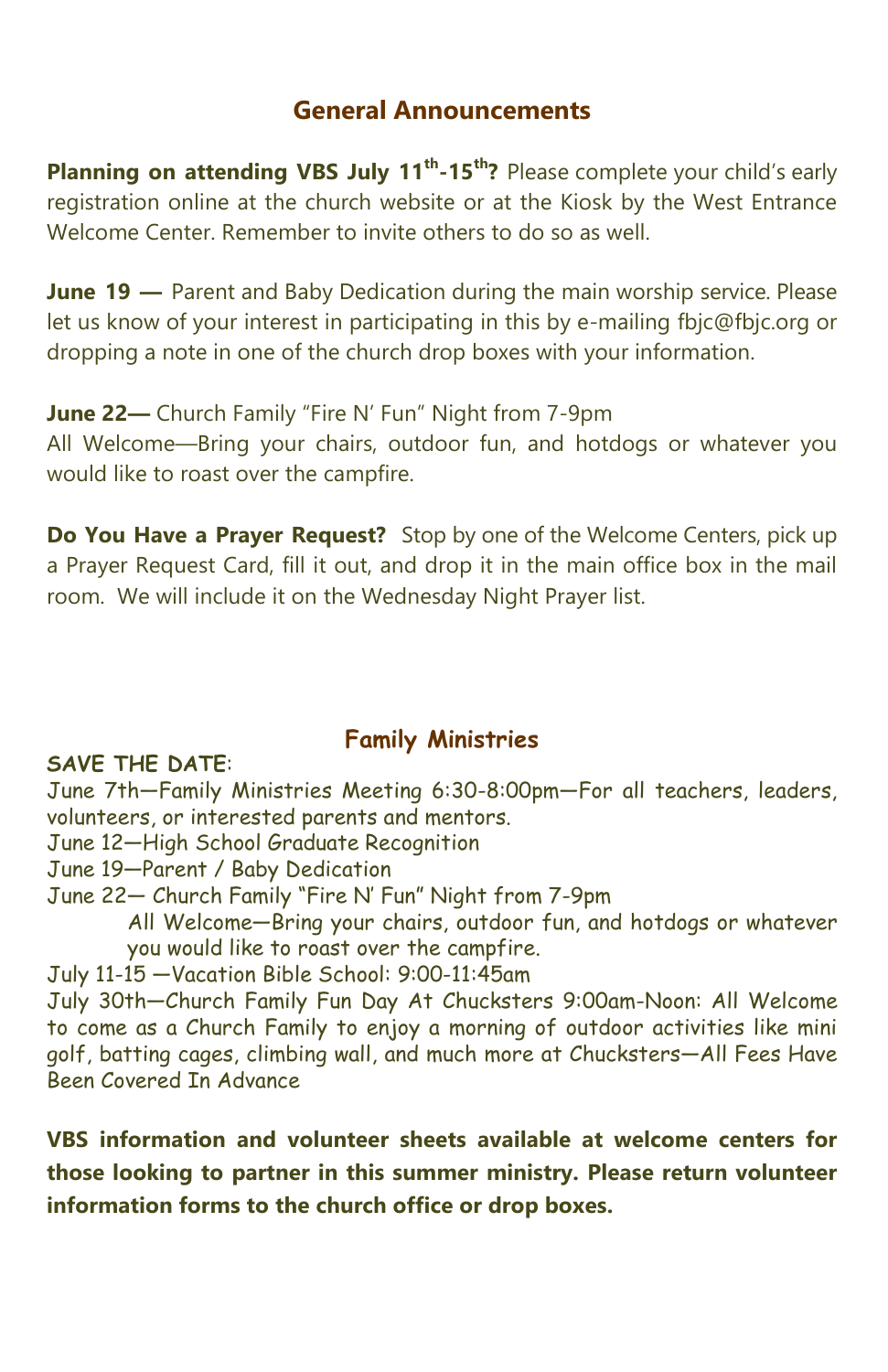## General Announcements

**Planning on attending VBS July 11th-15th?** Please complete your child's early registration online at the church website or at the Kiosk by the West Entrance Welcome Center. Remember to invite others to do so as well.

**June 19 —** Parent and Baby Dedication during the main worship service. Please let us know of your interest in participating in this by e-mailing fbjc@fbjc.org or dropping a note in one of the church drop boxes with your information.

**June 22—** Church Family "Fire N' Fun" Night from 7-9pm
All Welcome—Bring your chairs, outdoor fun, and hotdogs or whatever you would like to roast over the campfire.

**Do You Have a Prayer Request?** Stop by one of the Welcome Centers, pick up a Prayer Request Card, fill it out, and drop it in the main office box in the mail room. We will include it on the Wednesday Night Prayer list.

## Family Ministries

**SAVE THE DATE:**

June 7th—Family Ministries Meeting 6:30-8:00pm—For all teachers, leaders, volunteers, or interested parents and mentors.

June 12—High School Graduate Recognition

June 19—Parent / Baby Dedication

June 22— Church Family "Fire N' Fun" Night from 7-9pm
All Welcome—Bring your chairs, outdoor fun, and hotdogs or whatever you would like to roast over the campfire.

July 11-15 —Vacation Bible School: 9:00-11:45am

July 30th—Church Family Fun Day At Chucksters 9:00am-Noon: All Welcome to come as a Church Family to enjoy a morning of outdoor activities like mini golf, batting cages, climbing wall, and much more at Chucksters—All Fees Have Been Covered In Advance

**VBS information and volunteer sheets available at welcome centers for those looking to partner in this summer ministry. Please return volunteer information forms to the church office or drop boxes.**